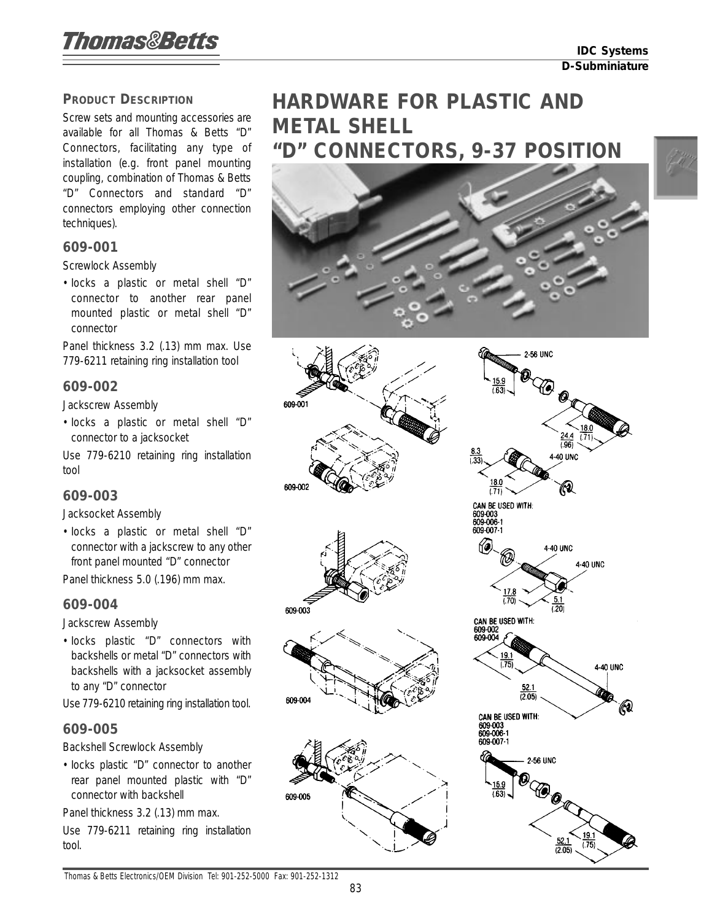# HARDWARE FOR PLASTIC AND METAL SHELL "D" CONNECTORS, 9-37 POSITION

## PRODUCT DESCRIPTION

Screw sets and mounting accessories are available for all Thomas & Betts "D" Connectors, facilitating any type of installation (e.g. front panel mounting coupling, combination of Thomas & Betts "D" Connectors and standard "D" connectors employing other connection techniques).

### 609-001

Screwlock Assembly

- locks a plastic or metal shell "D" connector to another rear panel mounted plastic or metal shell "D" connector

Panel thickness 3.2 (.13) mm max. Use 779-6211 retaining ring installation tool

### 609-002

Jackscrew Assembly

- locks a plastic or metal shell "D" connector to a jacksocket

Use 779-6210 retaining ring installation tool

### 609-003

Jacksocket Assembly

- locks a plastic or metal shell "D" connector with a jackscrew to any other front panel mounted "D" connector

Panel thickness 5.0 (.196) mm max.

### 609-004

Jackscrew Assembly

- locks plastic "D" connectors with backshells or metal "D" connectors with backshells with a jacksocket assembly to any "D" connector

Use 779-6210 retaining ring installation tool.

### 609-005

Backshell Screwlock Assembly

- locks plastic "D" connector to another rear panel mounted plastic with "D" connector with backshell

Panel thickness 3.2 (.13) mm max.

Use 779-6211 retaining ring installation tool.

609-001

2-56 UNC

15.9 (.63)

24.4 (.96)

18.0 (.71)

609-002

8.3 (.33)

4-40 UNC

18.0 (.71)

CAN BE USED WITH:
609-003
609-006-1
609-007-1

609-003

4-40 UNC

4-40 UNC

17.8 (.70)

5.1 (.20)

CAN BE USED WITH:
609-002
609-004

609-004

19.1 (.75)

4-40 UNC

52.1 (2.05)

CAN BE USED WITH:
609-003
609-006-1
609-007-1

609-005

2-56 UNC

15.9 (.63)

52.1 (2.05)

19.1 (.75)

Thomas & Betts Electronics/OEM Division Tel: 901-252-5000 Fax: 901-252-1312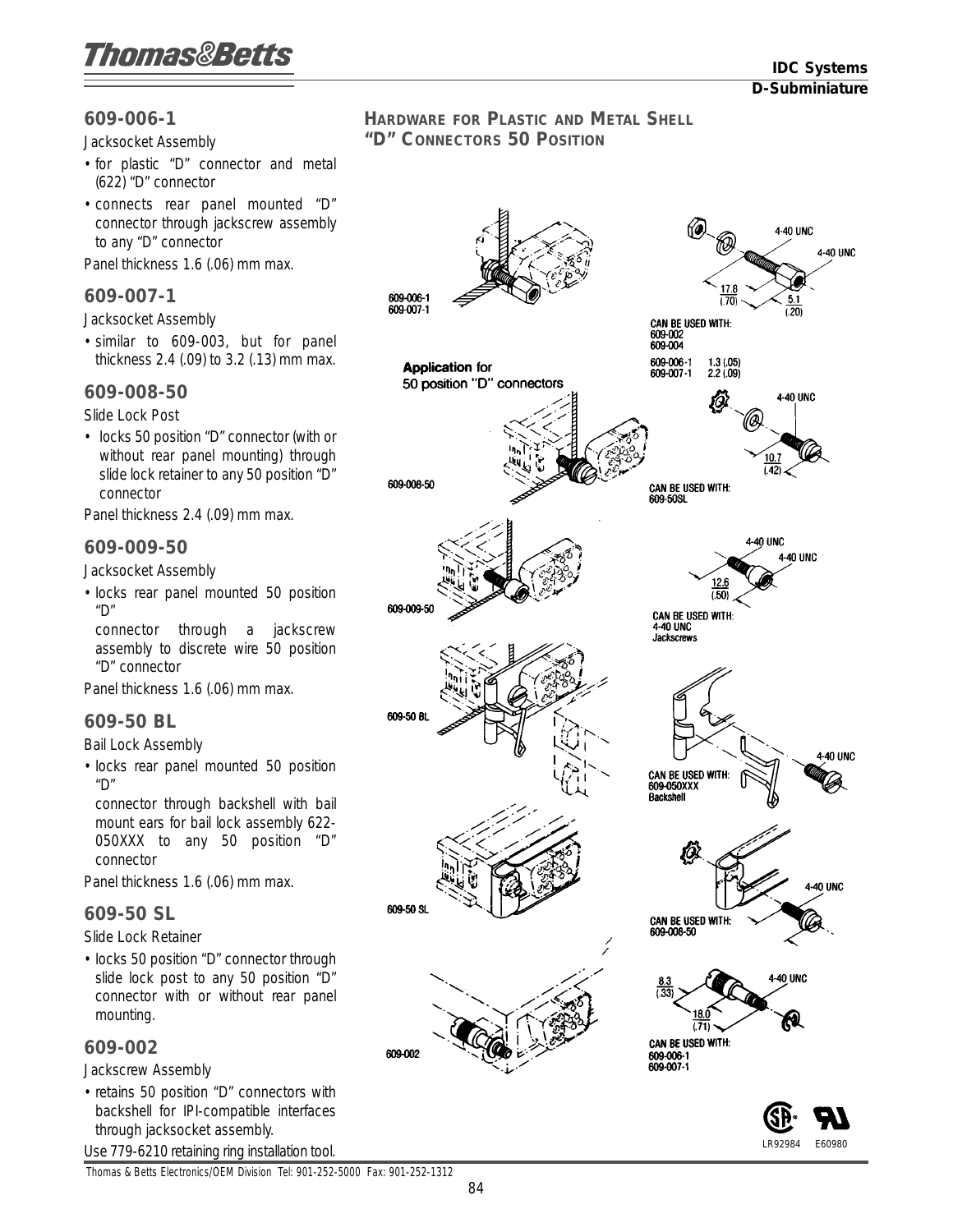## 609-006-1

Jacksocket Assembly

- for plastic "D" connector and metal (622) "D" connector
- connects rear panel mounted "D" connector through jackscrew assembly to any "D" connector

Panel thickness 1.6 (.06) mm max.

## 609-007-1

Jacksocket Assembly

- similar to 609-003, but for panel thickness 2.4 (.09) to 3.2 (.13) mm max.

## 609-008-50

Slide Lock Post

- locks 50 position "D" connector (with or without rear panel mounting) through slide lock retainer to any 50 position "D" connector

Panel thickness 2.4 (.09) mm max.

## 609-009-50

Jacksocket Assembly

- locks rear panel mounted 50 position "D" connector through a jackscrew assembly to discrete wire 50 position "D" connector

Panel thickness 1.6 (.06) mm max.

## 609-50 BL

Bail Lock Assembly

- locks rear panel mounted 50 position "D" connector through backshell with bail mount ears for bail lock assembly 622-050XXX to any 50 position "D" connector

Panel thickness 1.6 (.06) mm max.

## 609-50 SL

Slide Lock Retainer

- locks 50 position "D" connector through slide lock post to any 50 position "D" connector with or without rear panel mounting.

## 609-002

Jackscrew Assembly

- retains 50 position "D" connectors with backshell for IPI-compatible interfaces through jacksocket assembly.

Use 779-6210 retaining ring installation tool.

## Hardware for Plastic and Metal Shell "D" Connectors 50 Position

Application for 50 position "D" connectors

609-006-1
609-007-1

4-40 UNC
4-40 UNC
17.8 (.70)
5.1 (.20)
CAN BE USED WITH:
609-002
609-004

609-006-1 1.3 (.05)
609-007-1 2.2 (.09)

609-008-50

4-40 UNC
10.7 (.42)
CAN BE USED WITH:
609-50SL

609-009-50

4-40 UNC
4-40 UNC
12.6 (.50)
CAN BE USED WITH:
4-40 UNC
Jackscrews

609-50 BL

4-40 UNC
CAN BE USED WITH:
609-050XXX
Backshell

609-50 SL

4-40 UNC
CAN BE USED WITH:
609-008-50

609-002

8.3 (.33)
4-40 UNC
18.0 (.71)
CAN BE USED WITH:
609-006-1
609-007-1

LR92984 E60980

Thomas & Betts Electronics/OEM Division Tel: 901-252-5000 Fax: 901-252-1312